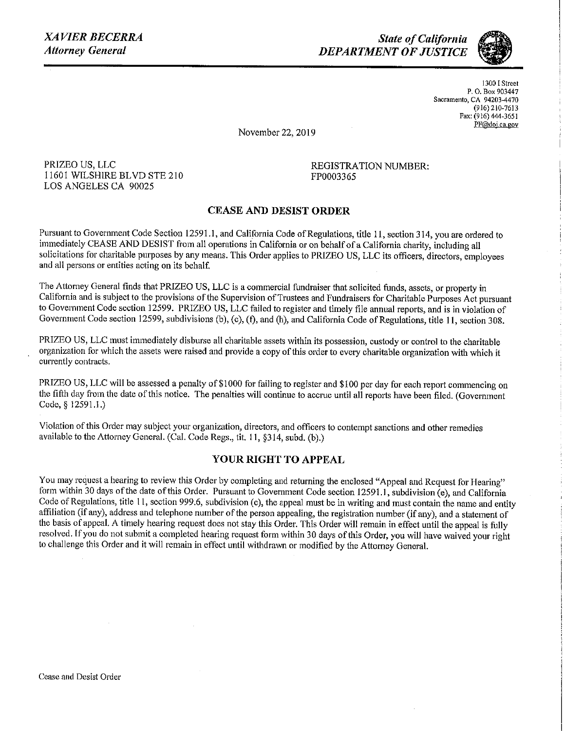*XAVIER BECERRA*
*Attorney General*

*State of California*
*DEPARTMENT OF JUSTICE*

1300 I Street
P. O. Box 903447
Sacramento, CA 94203-4470
(916) 210-7613
Fax: (916) 444-3651
PF@doj.ca.gov

November 22, 2019

PRIZEO US, LLC
11601 WILSHIRE BLVD STE 210
LOS ANGELES CA 90025

REGISTRATION NUMBER:
FP0003365

## CEASE AND DESIST ORDER

Pursuant to Government Code Section 12591.1, and California Code of Regulations, title 11, section 314, you are ordered to immediately CEASE AND DESIST from all operations in California or on behalf of a California charity, including all solicitations for charitable purposes by any means. This Order applies to PRIZEO US, LLC its officers, directors, employees and all persons or entities acting on its behalf.

The Attorney General finds that PRIZEO US, LLC is a commercial fundraiser that solicited funds, assets, or property in California and is subject to the provisions of the Supervision of Trustees and Fundraisers for Charitable Purposes Act pursuant to Government Code section 12599. PRIZEO US, LLC failed to register and timely file annual reports, and is in violation of Government Code section 12599, subdivisions (b), (c), (f), and (h), and California Code of Regulations, title 11, section 308.

PRIZEO US, LLC must immediately disburse all charitable assets within its possession, custody or control to the charitable organization for which the assets were raised and provide a copy of this order to every charitable organization with which it currently contracts.

PRIZEO US, LLC will be assessed a penalty of $1000 for failing to register and $100 per day for each report commencing on the fifth day from the date of this notice. The penalties will continue to accrue until all reports have been filed. (Government Code, § 12591.1.)

Violation of this Order may subject your organization, directors, and officers to contempt sanctions and other remedies available to the Attorney General. (Cal. Code Regs., tit. 11, §314, subd. (b).)

## YOUR RIGHT TO APPEAL

You may request a hearing to review this Order by completing and returning the enclosed "Appeal and Request for Hearing" form within 30 days of the date of this Order. Pursuant to Government Code section 12591.1, subdivision (e), and California Code of Regulations, title 11, section 999.6, subdivision (c), the appeal must be in writing and must contain the name and entity affiliation (if any), address and telephone number of the person appealing, the registration number (if any), and a statement of the basis of appeal. A timely hearing request does not stay this Order. This Order will remain in effect until the appeal is fully resolved. If you do not submit a completed hearing request form within 30 days of this Order, you will have waived your right to challenge this Order and it will remain in effect until withdrawn or modified by the Attorney General.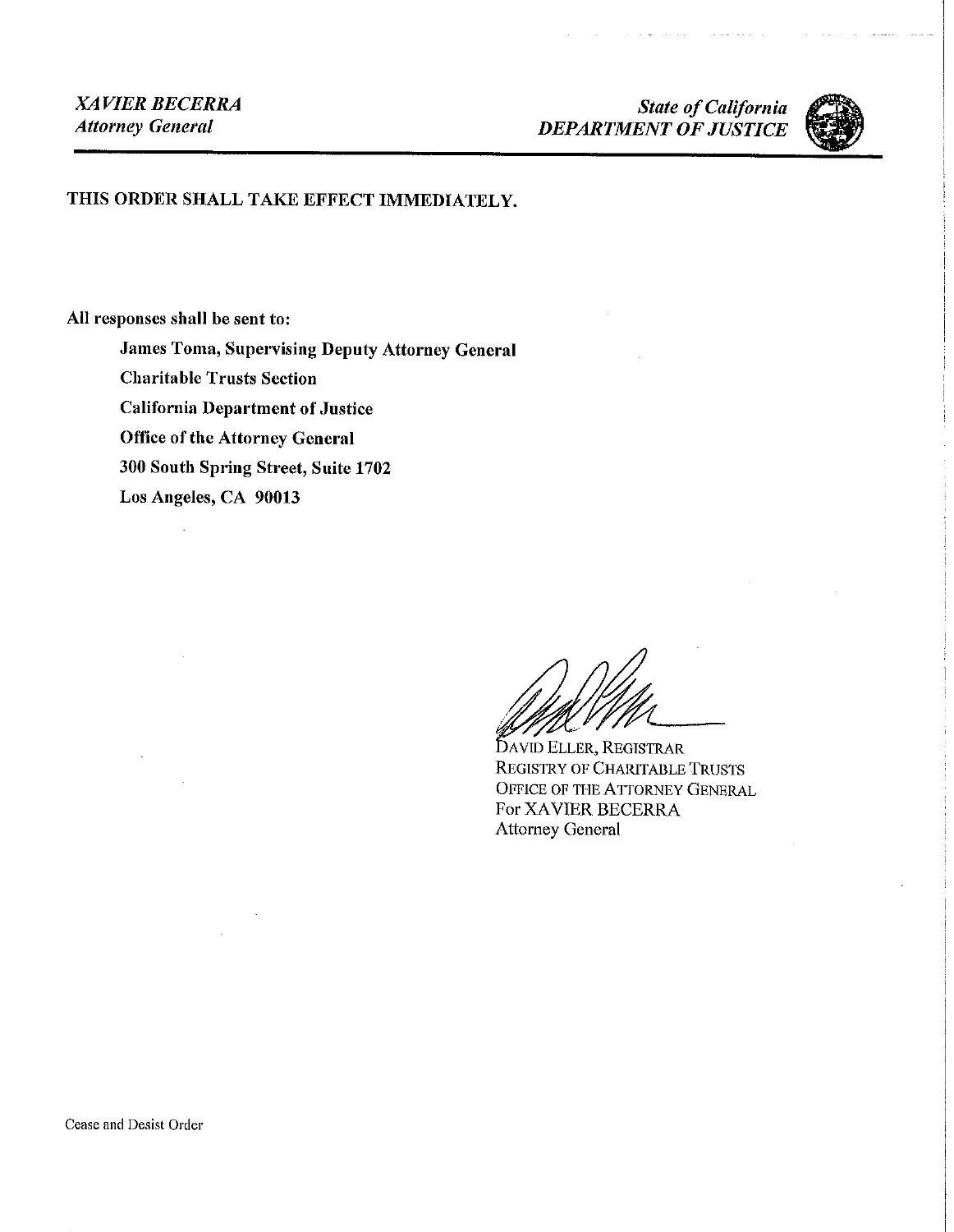*XAVIER BECERRA*
*Attorney General*

*State of California*
*DEPARTMENT OF JUSTICE*

**THIS ORDER SHALL TAKE EFFECT IMMEDIATELY.**

**All responses shall be sent to:**

**James Toma, Supervising Deputy Attorney General**
**Charitable Trusts Section**
**California Department of Justice**
**Office of the Attorney General**
**300 South Spring Street, Suite 1702**
**Los Angeles, CA 90013**

DAVID ELLER, REGISTRAR
REGISTRY OF CHARITABLE TRUSTS
OFFICE OF THE ATTORNEY GENERAL
For XAVIER BECERRA
Attorney General

Cease and Desist Order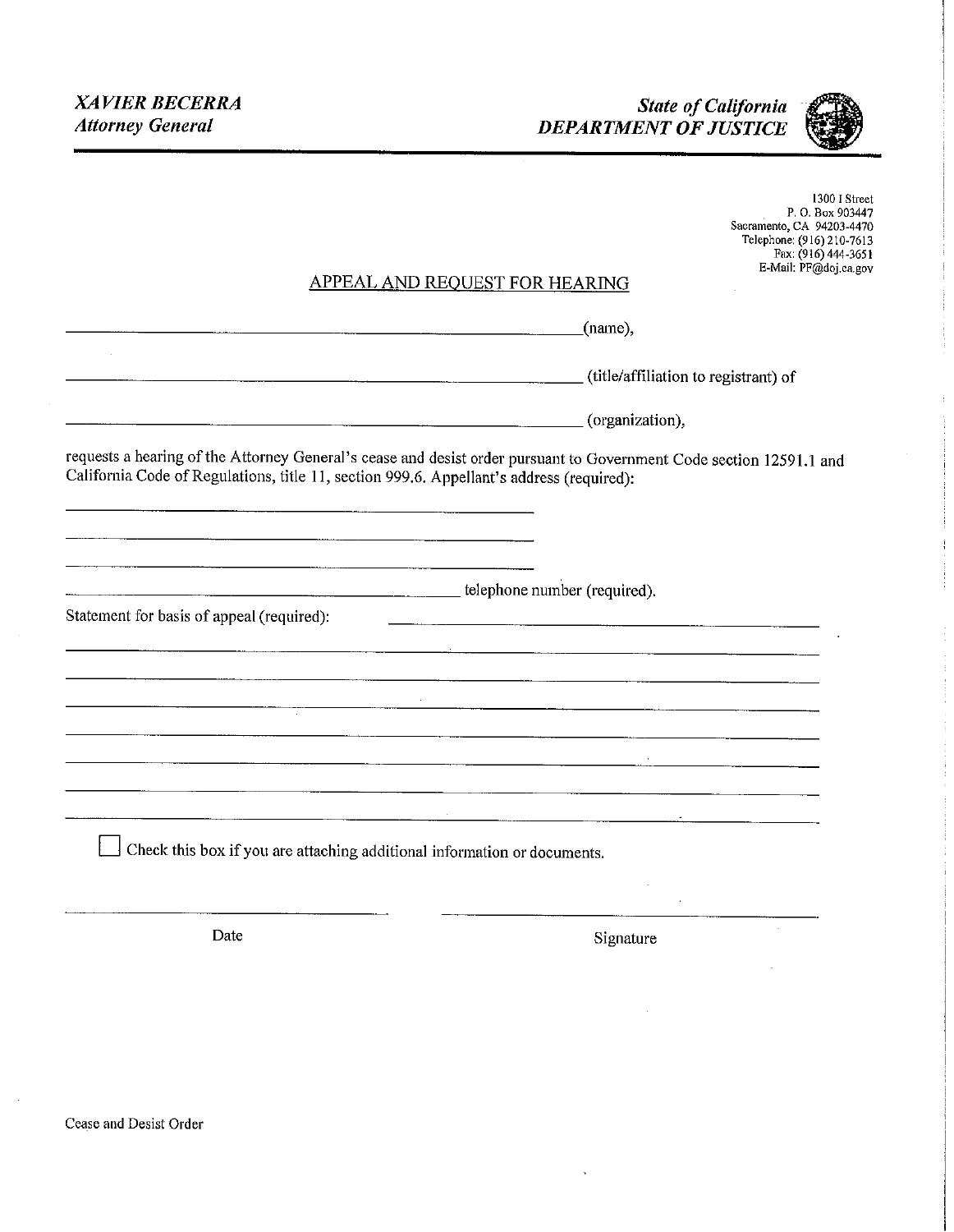*XAVIER BECERRA*
*Attorney General*

*State of California*
*DEPARTMENT OF JUSTICE*

1300 I Street
P. O. Box 903447
Sacramento, CA 94203-4470
Telephone: (916) 210-7613
Fax: (916) 444-3651
E-Mail: PF@doj.ca.gov

## APPEAL AND REQUEST FOR HEARING

_______________________________________________ (name),

_______________________________________________ (title/affiliation to registrant) of

_______________________________________________ (organization),

requests a hearing of the Attorney General's cease and desist order pursuant to Government Code section 12591.1 and California Code of Regulations, title 11, section 999.6. Appellant's address (required):

_______________________________________________

_______________________________________________

_______________________________________________

_______________________________________________ telephone number (required).

Statement for basis of appeal (required): _______________________________________________

_______________________________________________

_______________________________________________

_______________________________________________

_______________________________________________

_______________________________________________

_______________________________________________

_______________________________________________

☐ Check this box if you are attaching additional information or documents.

_______________________ _______________________

Date Signature

Cease and Desist Order